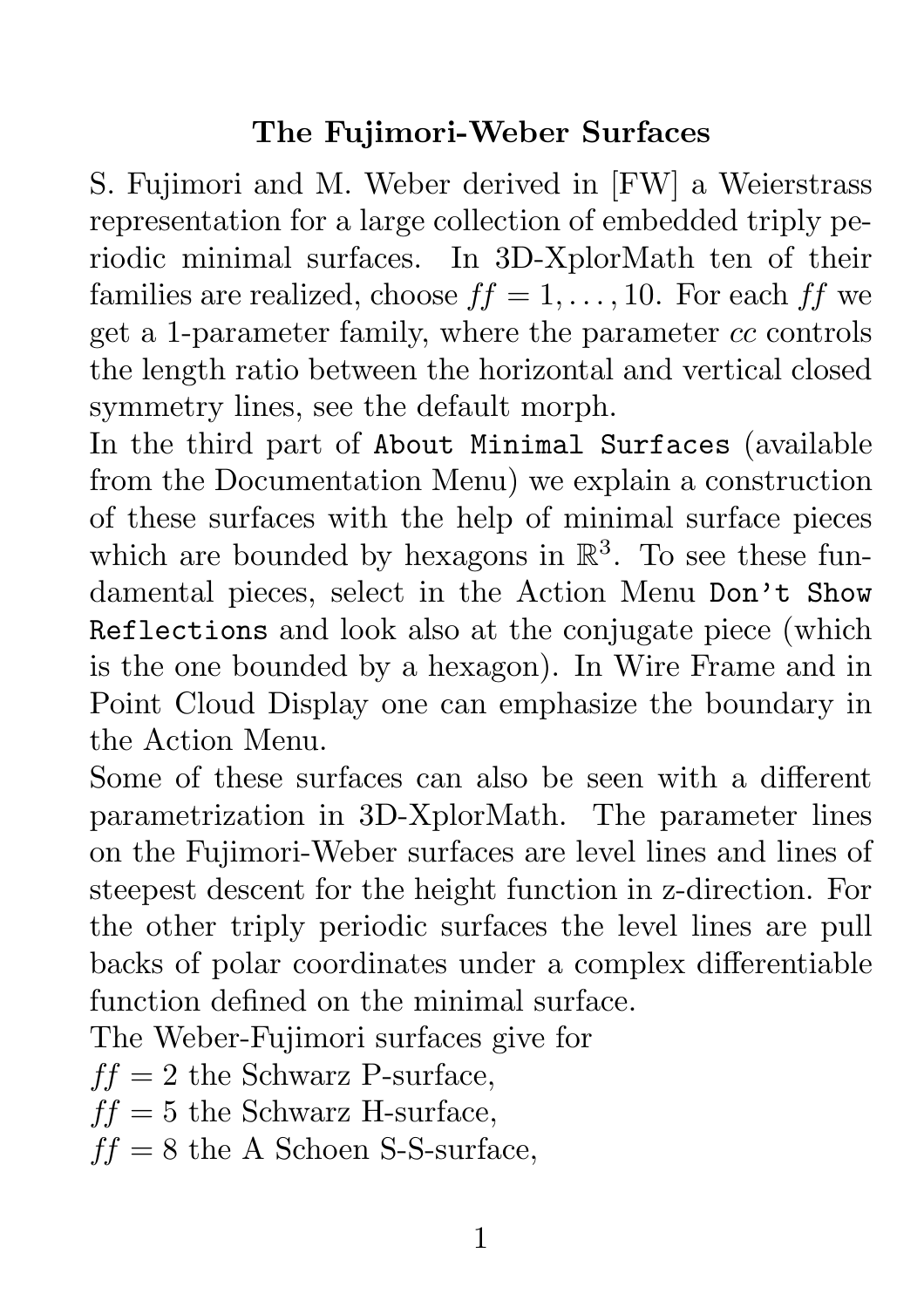# The Fujimori-Weber Surfaces

S. Fujimori and M. Weber derived in [FW] a Weierstrass representation for a large collection of embedded triply periodic minimal surfaces. In 3D-XplorMath ten of their families are realized, choose $ff = 1, \ldots, 10$. For each $ff$ we get a 1-parameter family, where the parameter $cc$ controls the length ratio between the horizontal and vertical closed symmetry lines, see the default morph.

In the third part of `About Minimal Surfaces` (available from the Documentation Menu) we explain a construction of these surfaces with the help of minimal surface pieces which are bounded by hexagons in $\mathbb{R}^3$. To see these fundamental pieces, select in the Action Menu `Don't Show Reflections` and look also at the conjugate piece (which is the one bounded by a hexagon). In Wire Frame and in Point Cloud Display one can emphasize the boundary in the Action Menu.

Some of these surfaces can also be seen with a different parametrization in 3D-XplorMath. The parameter lines on the Fujimori-Weber surfaces are level lines and lines of steepest descent for the height function in z-direction. For the other triply periodic surfaces the level lines are pull backs of polar coordinates under a complex differentiable function defined on the minimal surface.

The Weber-Fujimori surfaces give for
$ff = 2$ the Schwarz P-surface,
$ff = 5$ the Schwarz H-surface,
$ff = 8$ the A Schoen S-S-surface,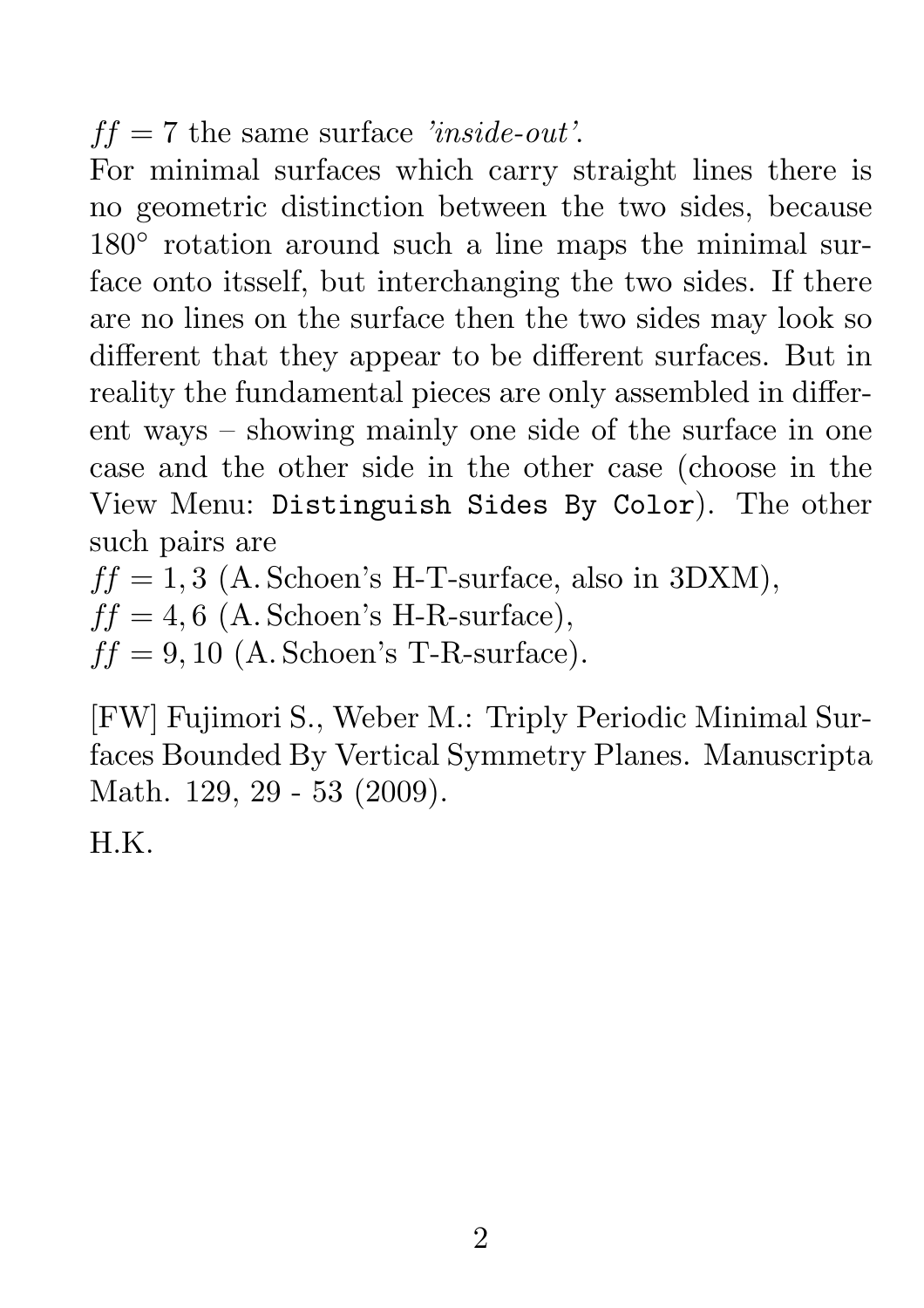$ff = 7$ the same surface *'inside-out'*.

For minimal surfaces which carry straight lines there is no geometric distinction between the two sides, because $180^\circ$ rotation around such a line maps the minimal surface onto itsself, but interchanging the two sides. If there are no lines on the surface then the two sides may look so different that they appear to be different surfaces. But in reality the fundamental pieces are only assembled in different ways – showing mainly one side of the surface in one case and the other side in the other case (choose in the View Menu: `Distinguish Sides By Color`). The other such pairs are

$ff = 1, 3$ (A. Schoen's H-T-surface, also in 3DXM),

$ff = 4, 6$ (A. Schoen's H-R-surface),

$ff = 9, 10$ (A. Schoen's T-R-surface).

[FW] Fujimori S., Weber M.: Triply Periodic Minimal Surfaces Bounded By Vertical Symmetry Planes. Manuscripta Math. 129, 29 - 53 (2009).

H.K.